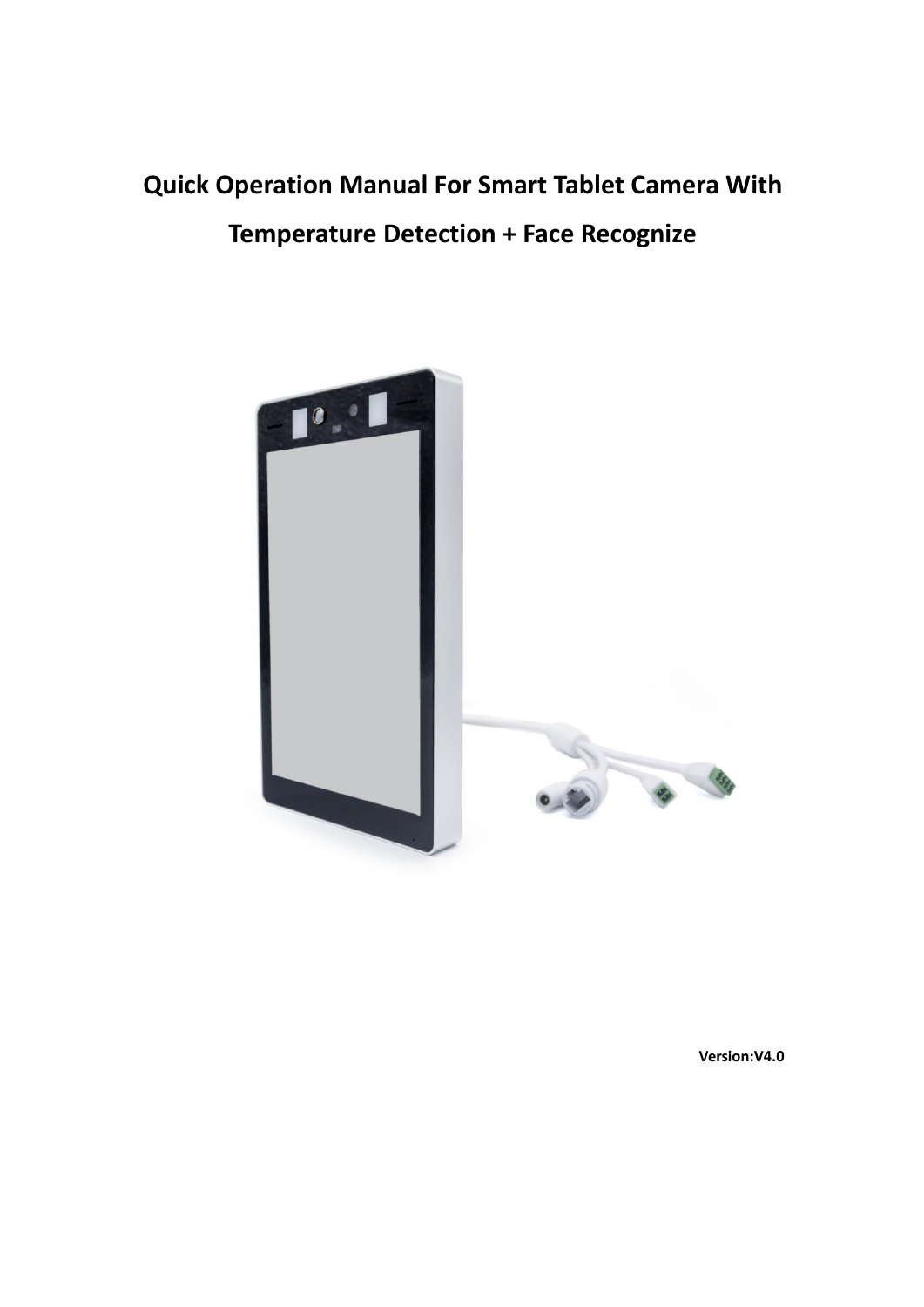# Quick Operation Manual For Smart Tablet Camera With Temperature Detection + Face Recognize

**Version:V4.0**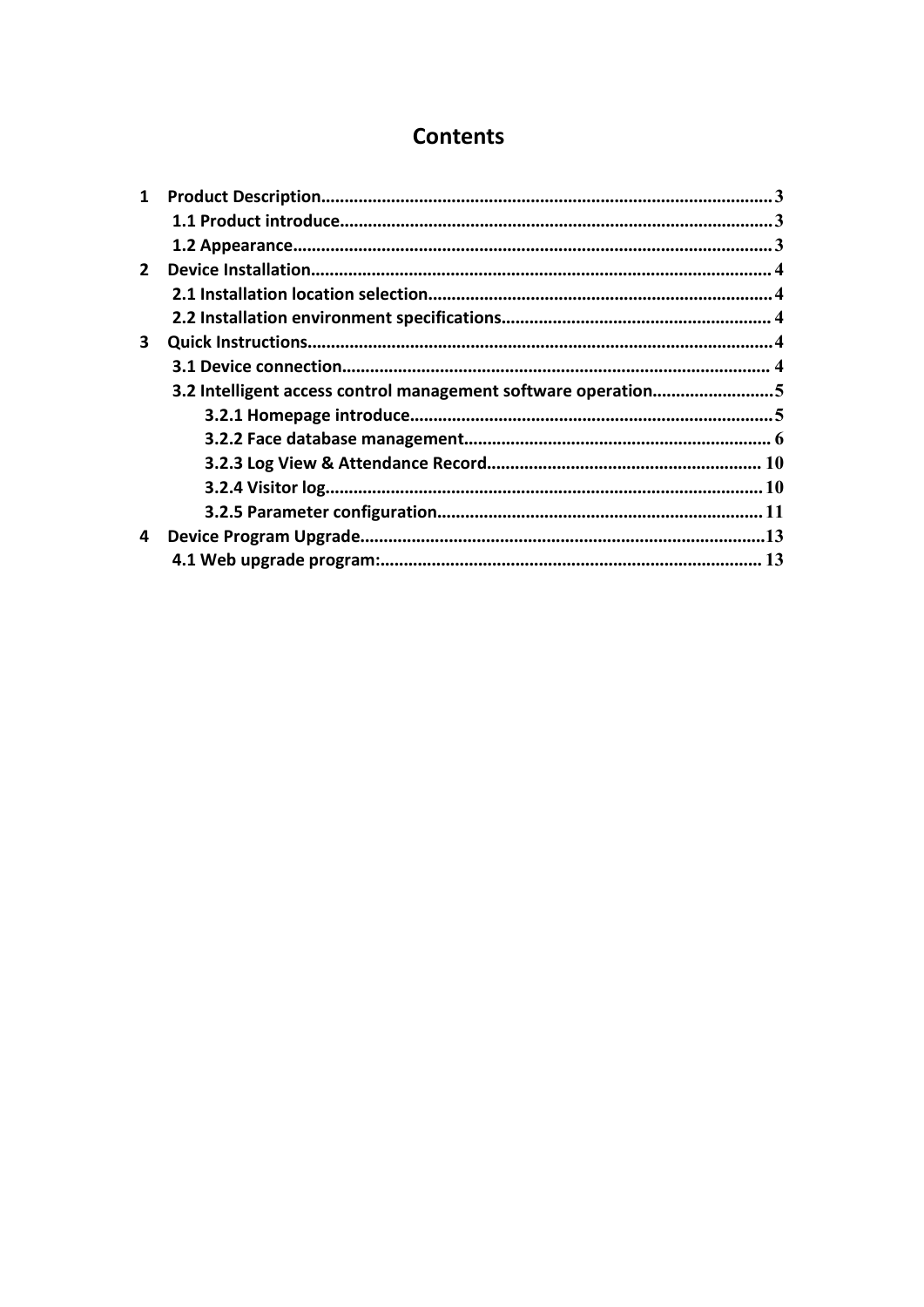# Contents

1 Product Description........................................................................................3

  1.1 Product introduce........................................................................................3

  1.2 Appearance..................................................................................................3

2 Device Installation..........................................................................................4

  2.1 Installation location selection.....................................................................4

  2.2 Installation environment specifications......................................................4

3 Quick Instructions...........................................................................................4

  3.1 Device connection.......................................................................................4

  3.2 Intelligent access control management software operation.......................5

    3.2.1 Homepage introduce..............................................................................5

    3.2.2 Face database management..................................................................6

    3.2.3 Log View & Attendance Record..........................................................10

    3.2.4 Visitor log.............................................................................................10

    3.2.5 Parameter configuration.......................................................................11

4 Device Program Upgrade..............................................................................13

  4.1 Web upgrade program:...............................................................................13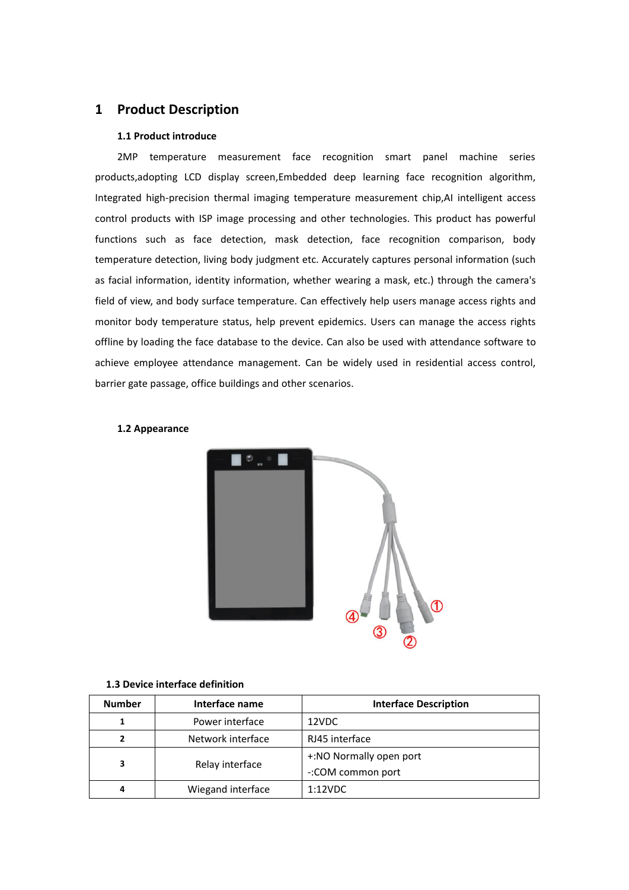# 1 Product Description

## 1.1 Product introduce

2MP temperature measurement face recognition smart panel machine series products,adopting LCD display screen,Embedded deep learning face recognition algorithm, Integrated high-precision thermal imaging temperature measurement chip,AI intelligent access control products with ISP image processing and other technologies. This product has powerful functions such as face detection, mask detection, face recognition comparison, body temperature detection, living body judgment etc. Accurately captures personal information (such as facial information, identity information, whether wearing a mask, etc.) through the camera's field of view, and body surface temperature. Can effectively help users manage access rights and monitor body temperature status, help prevent epidemics. Users can manage the access rights offline by loading the face database to the device. Can also be used with attendance software to achieve employee attendance management. Can be widely used in residential access control, barrier gate passage, office buildings and other scenarios.

## 1.2 Appearance

## 1.3 Device interface definition

| Number | Interface name | Interface Description |
|---|---|---|
| 1 | Power interface | 12VDC |
| 2 | Network interface | RJ45 interface |
| 3 | Relay interface | +:NO Normally open port<br>-:COM common port |
| 4 | Wiegand interface | 1:12VDC |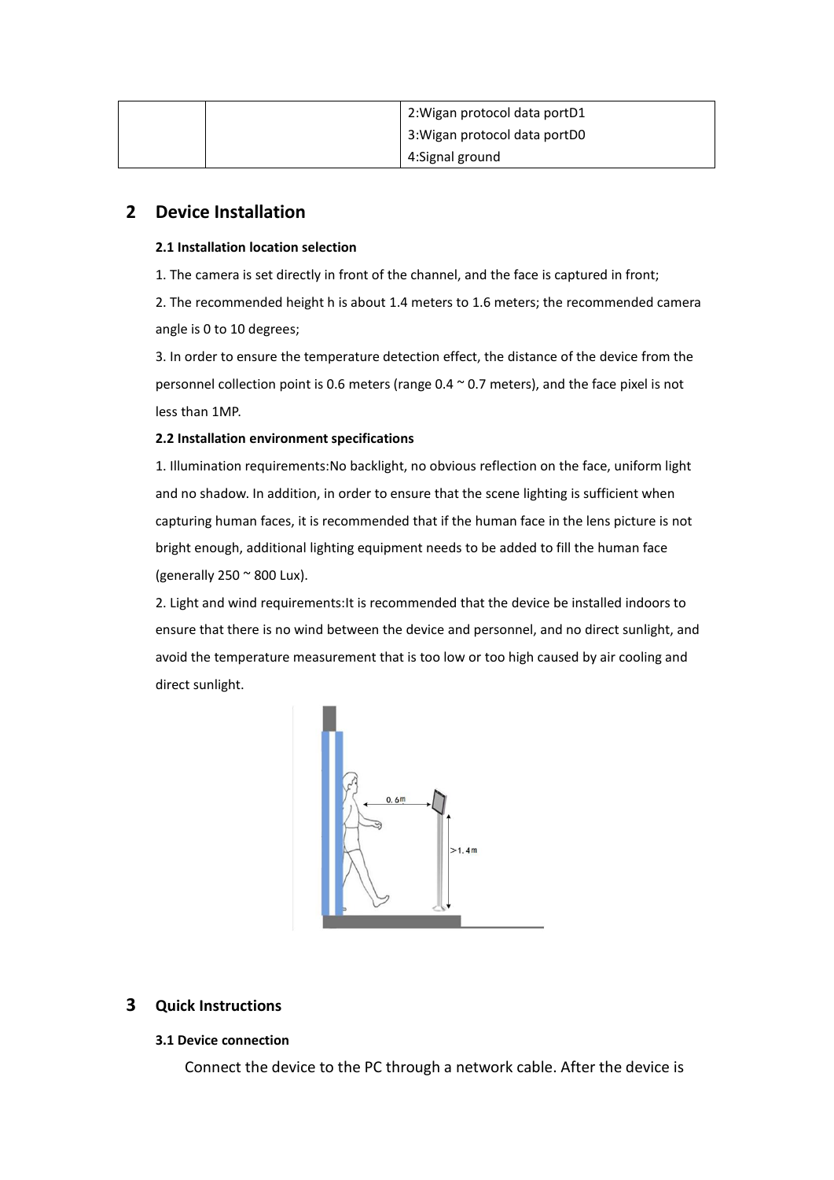|  |  | 2:Wigan protocol data portD1<br>3:Wigan protocol data portD0<br>4:Signal ground |
|---|---|---|

## 2 Device Installation

**2.1 Installation location selection**

1. The camera is set directly in front of the channel, and the face is captured in front;

2. The recommended height h is about 1.4 meters to 1.6 meters; the recommended camera angle is 0 to 10 degrees;

3. In order to ensure the temperature detection effect, the distance of the device from the personnel collection point is 0.6 meters (range 0.4 ~ 0.7 meters), and the face pixel is not less than 1MP.

**2.2 Installation environment specifications**

1. Illumination requirements:No backlight, no obvious reflection on the face, uniform light and no shadow. In addition, in order to ensure that the scene lighting is sufficient when capturing human faces, it is recommended that if the human face in the lens picture is not bright enough, additional lighting equipment needs to be added to fill the human face (generally 250 ~ 800 Lux).

2. Light and wind requirements:It is recommended that the device be installed indoors to ensure that there is no wind between the device and personnel, and no direct sunlight, and avoid the temperature measurement that is too low or too high caused by air cooling and direct sunlight.

## 3 Quick Instructions

**3.1 Device connection**

Connect the device to the PC through a network cable. After the device is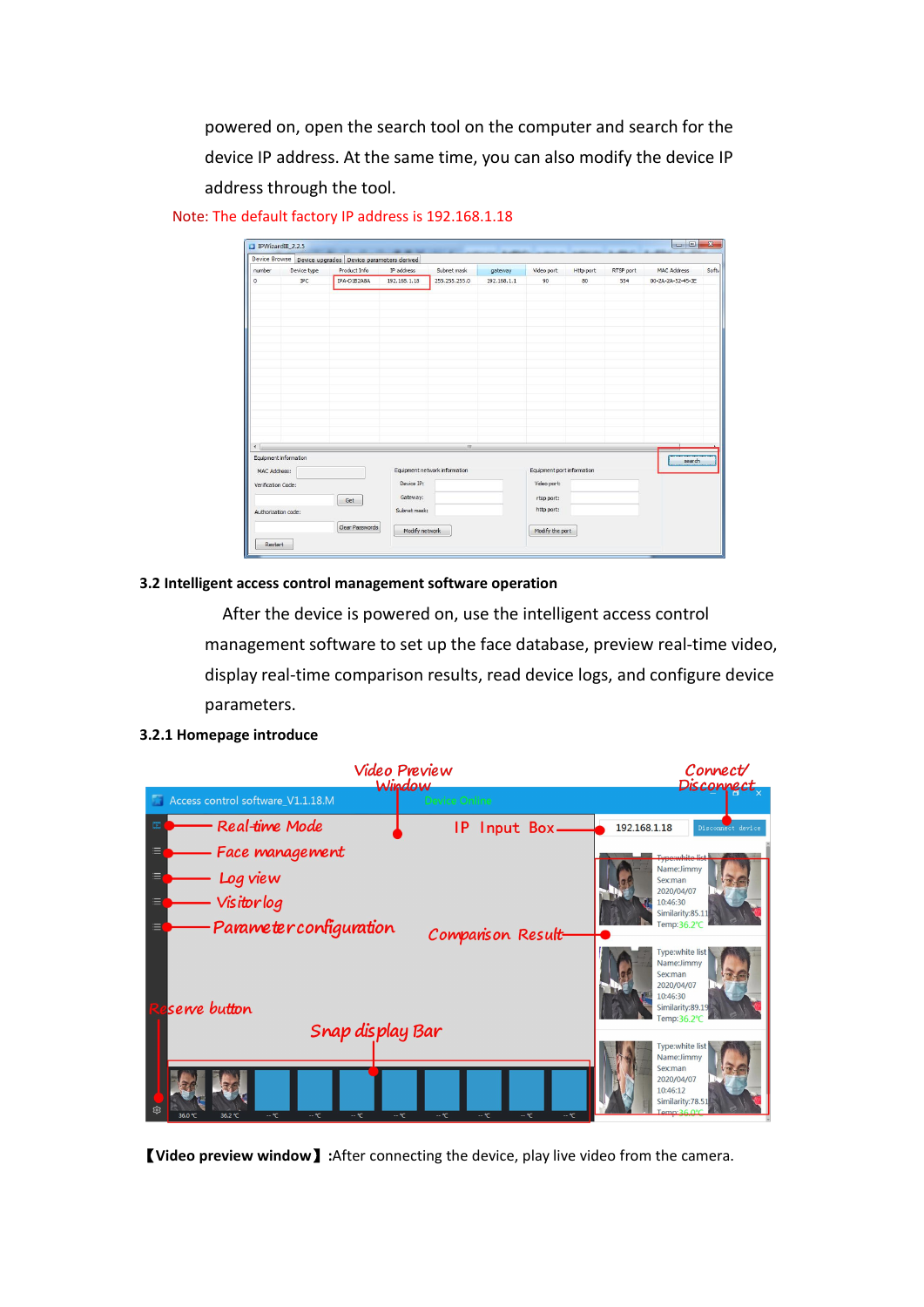powered on, open the search tool on the computer and search for the device IP address. At the same time, you can also modify the device IP address through the tool.

Note: The default factory IP address is 192.168.1.18

### 3.2 Intelligent access control management software operation

After the device is powered on, use the intelligent access control management software to set up the face database, preview real-time video, display real-time comparison results, read device logs, and configure device parameters.

### 3.2.1 Homepage introduce

**【Video preview window】**:After connecting the device, play live video from the camera.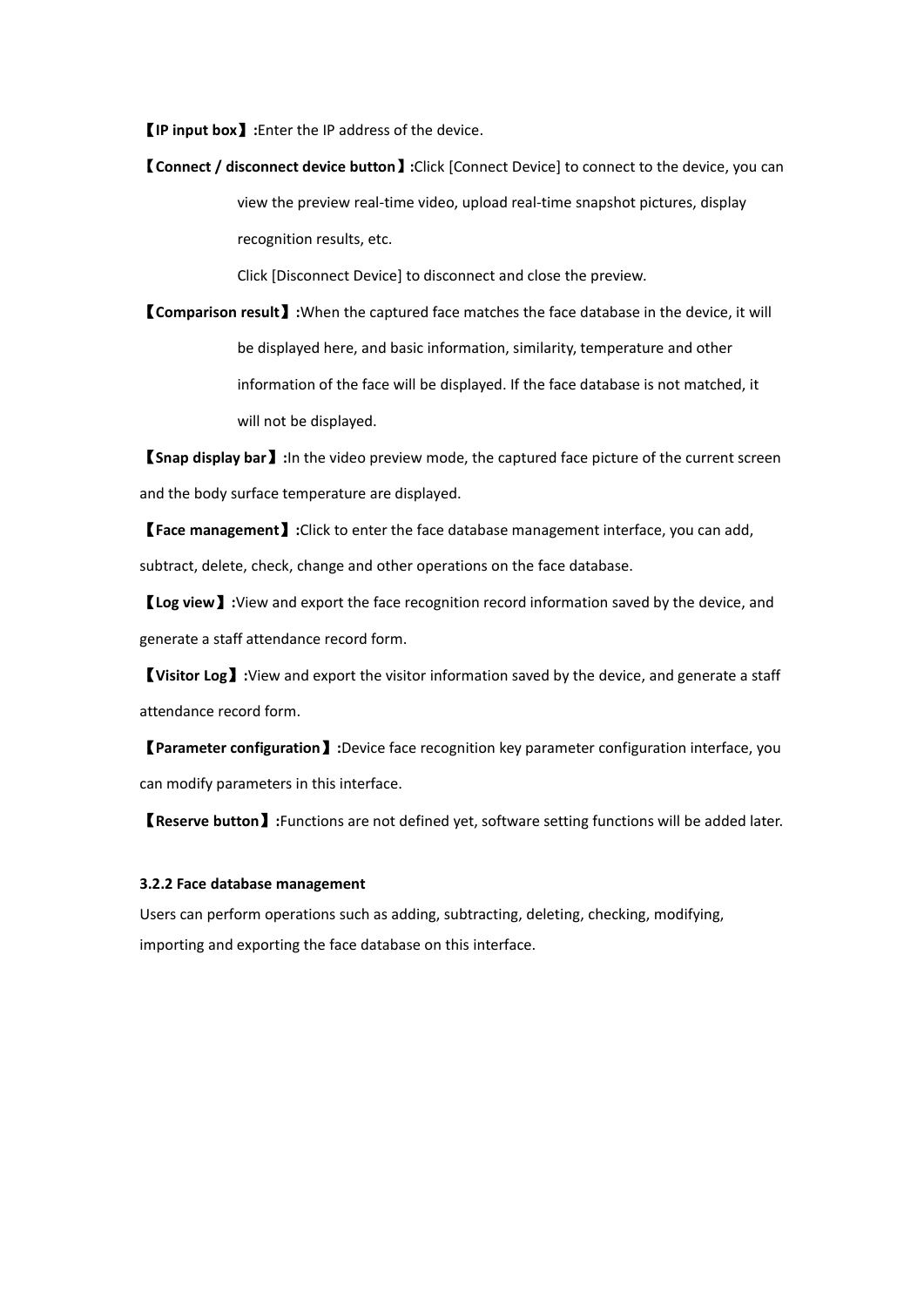【**IP input box**】**:**Enter the IP address of the device.

【**Connect / disconnect device button**】**:**Click [Connect Device] to connect to the device, you can view the preview real-time video, upload real-time snapshot pictures, display recognition results, etc.

Click [Disconnect Device] to disconnect and close the preview.

【**Comparison result**】**:**When the captured face matches the face database in the device, it will be displayed here, and basic information, similarity, temperature and other information of the face will be displayed. If the face database is not matched, it will not be displayed.

【**Snap display bar**】**:**In the video preview mode, the captured face picture of the current screen and the body surface temperature are displayed.

【**Face management**】**:**Click to enter the face database management interface, you can add, subtract, delete, check, change and other operations on the face database.

【**Log view**】**:**View and export the face recognition record information saved by the device, and generate a staff attendance record form.

【**Visitor Log**】**:**View and export the visitor information saved by the device, and generate a staff attendance record form.

【**Parameter configuration**】**:**Device face recognition key parameter configuration interface, you can modify parameters in this interface.

【**Reserve button**】**:**Functions are not defined yet, software setting functions will be added later.

#### 3.2.2 Face database management

Users can perform operations such as adding, subtracting, deleting, checking, modifying, importing and exporting the face database on this interface.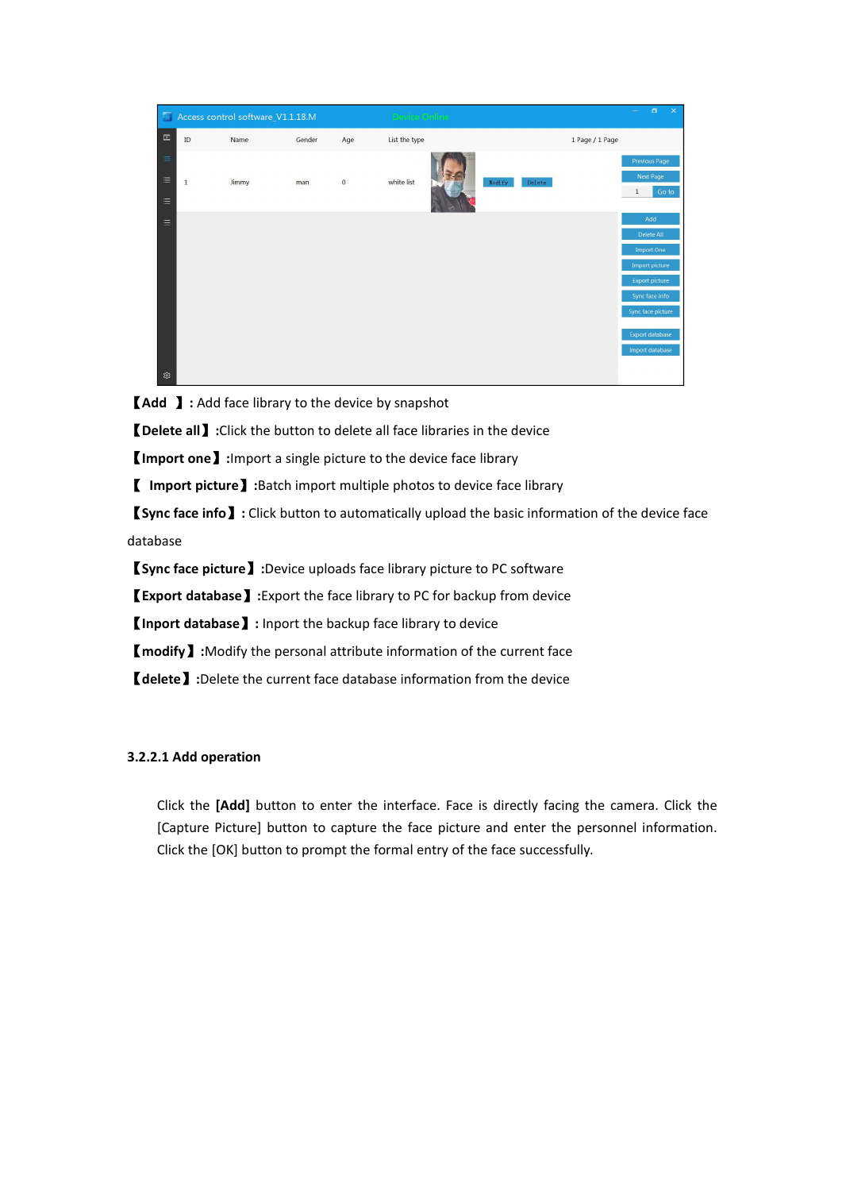【Add 】: Add face library to the device by snapshot

【Delete all】:Click the button to delete all face libraries in the device

【Import one】:Import a single picture to the device face library

【 Import picture】:Batch import multiple photos to device face library

【Sync face info】: Click button to automatically upload the basic information of the device face database

【Sync face picture】:Device uploads face library picture to PC software

【Export database】:Export the face library to PC for backup from device

【Inport database】: Inport the backup face library to device

【modify】:Modify the personal attribute information of the current face

【delete】:Delete the current face database information from the device

### 3.2.2.1 Add operation

Click the **[Add]** button to enter the interface. Face is directly facing the camera. Click the [Capture Picture] button to capture the face picture and enter the personnel information. Click the [OK] button to prompt the formal entry of the face successfully.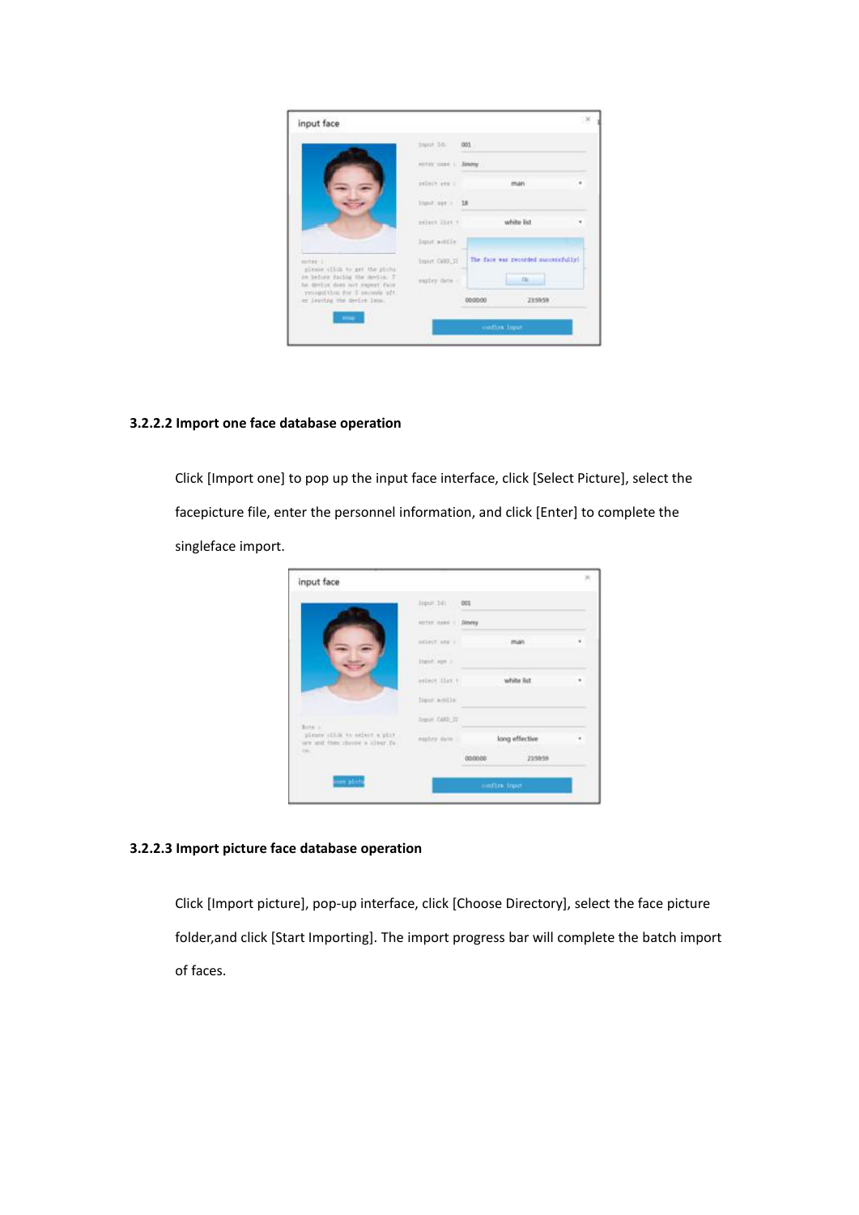### 3.2.2.2 Import one face database operation

Click [Import one] to pop up the input face interface, click [Select Picture], select the facepicture file, enter the personnel information, and click [Enter] to complete the singleface import.

### 3.2.2.3 Import picture face database operation

Click [Import picture], pop-up interface, click [Choose Directory], select the face picture folder,and click [Start Importing]. The import progress bar will complete the batch import of faces.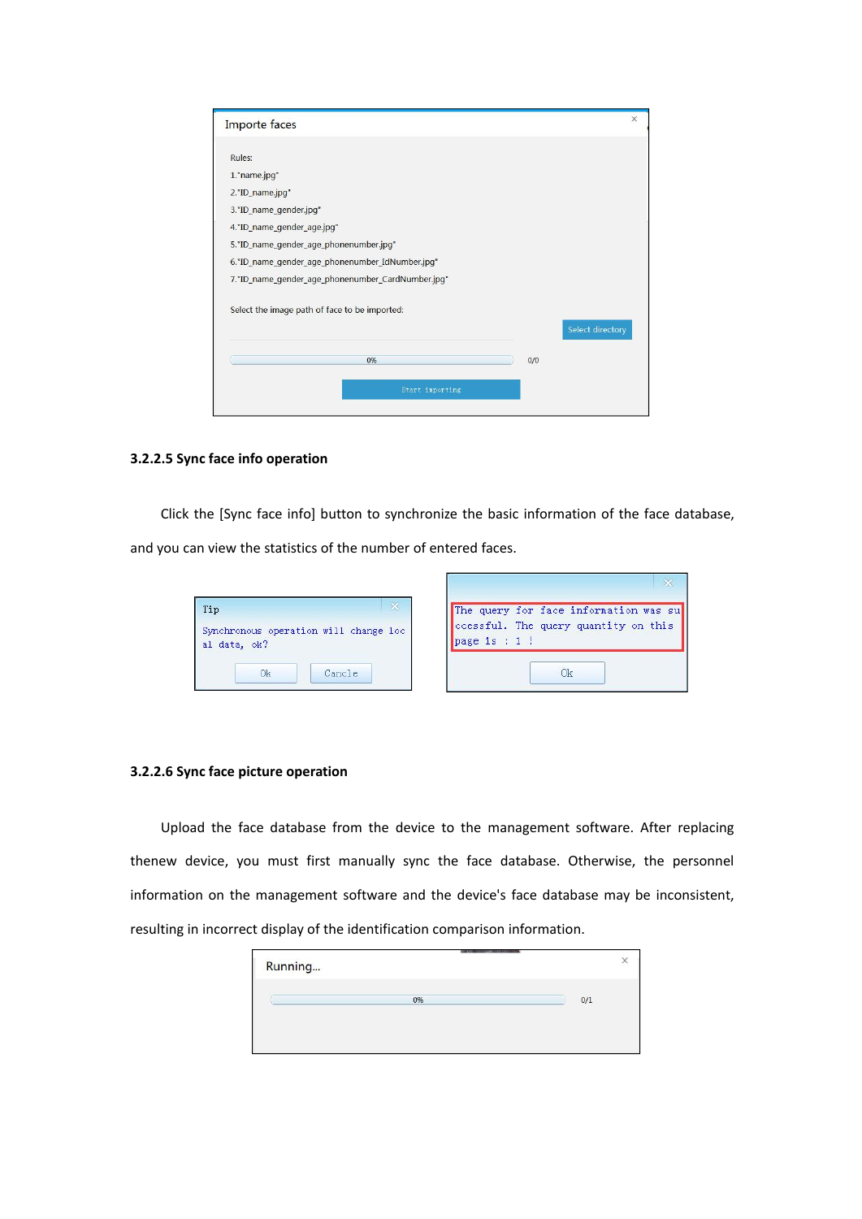Importe faces

Rules:

1."name.jpg"

2."ID_name.jpg"

3."ID_name_gender.jpg"

4."ID_name_gender_age.jpg"

5."ID_name_gender_age_phonenumber.jpg"

6."ID_name_gender_age_phonenumber_IdNumber.jpg"

7."ID_name_gender_age_phonenumber_CardNumber.jpg"

Select the image path of face to be imported:

Select directory

0% 0/0

Start importing

### 3.2.2.5 Sync face info operation

Click the [Sync face info] button to synchronize the basic information of the face database, and you can view the statistics of the number of entered faces.

Tip

Synchronous operation will change local data, ok?

Ok Cancle

The query for face information was successful. The query quantity on this page is : 1 !

Ok

### 3.2.2.6 Sync face picture operation

Upload the face database from the device to the management software. After replacing thenew device, you must first manually sync the face database. Otherwise, the personnel information on the management software and the device's face database may be inconsistent, resulting in incorrect display of the identification comparison information.

Running...

0% 0/1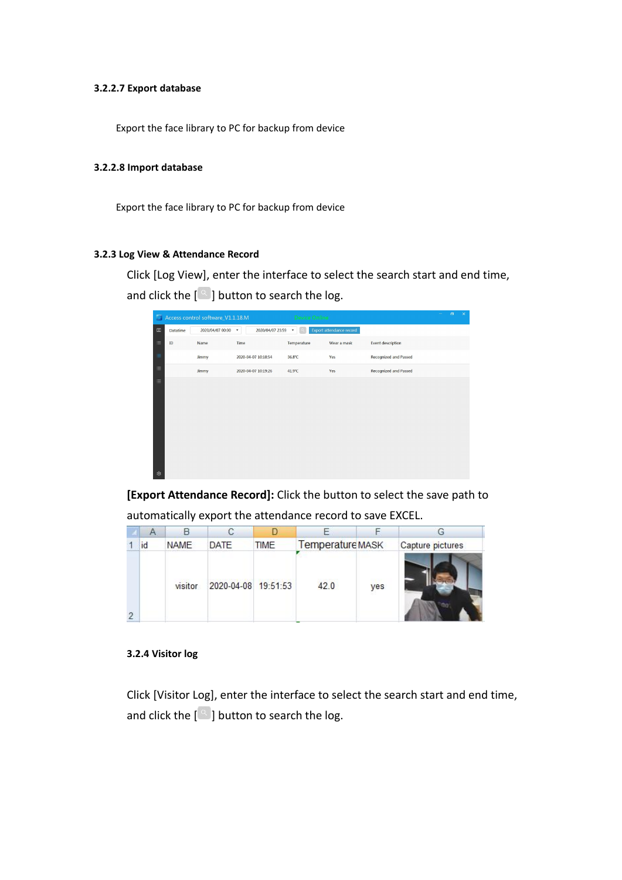#### 3.2.2.7 Export database

Export the face library to PC for backup from device

#### 3.2.2.8 Import database

Export the face library to PC for backup from device

### 3.2.3 Log View & Attendance Record

Click [Log View], enter the interface to select the search start and end time, and click the [ ] button to search the log.

**[Export Attendance Record]:** Click the button to select the save path to automatically export the attendance record to save EXCEL.

| id | NAME | DATE | TIME | Temperature | MASK | Capture pictures |
|---|---|---|---|---|---|---|
| | visitor | 2020-04-08 | 19:51:53 | 42.0 | yes | |

### 3.2.4 Visitor log

Click [Visitor Log], enter the interface to select the search start and end time, and click the [ ] button to search the log.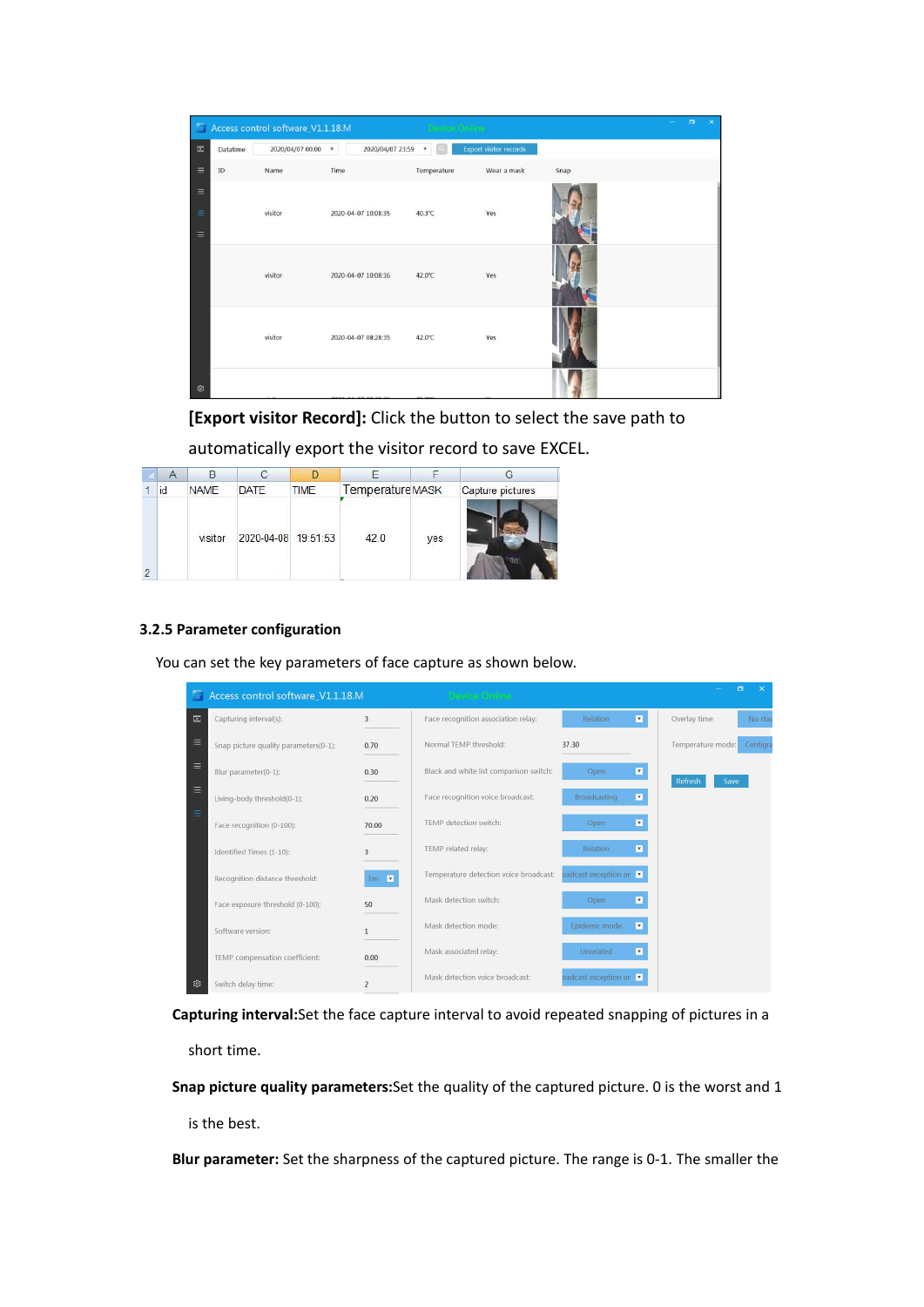**[Export visitor Record]:** Click the button to select the save path to automatically export the visitor record to save EXCEL.

### 3.2.5 Parameter configuration

You can set the key parameters of face capture as shown below.

**Capturing interval:**Set the face capture interval to avoid repeated snapping of pictures in a short time.

**Snap picture quality parameters:**Set the quality of the captured picture. 0 is the worst and 1 is the best.

**Blur parameter:** Set the sharpness of the captured picture. The range is 0-1. The smaller the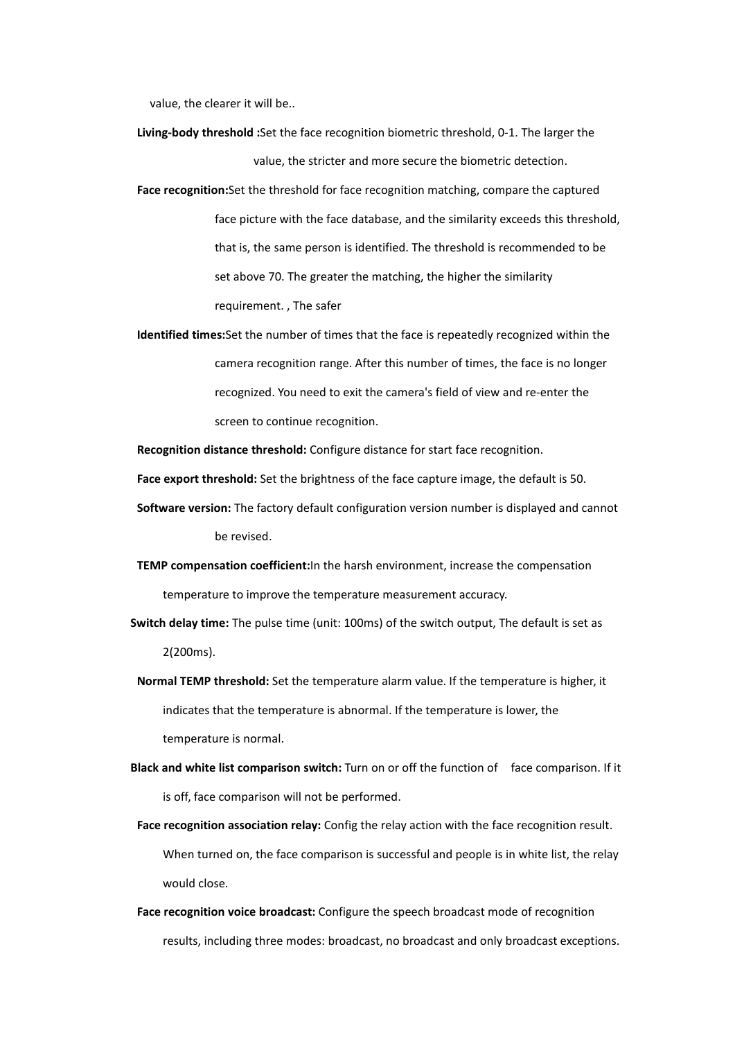value, the clearer it will be..

**Living-body threshold :**Set the face recognition biometric threshold, 0-1. The larger the value, the stricter and more secure the biometric detection.

**Face recognition:**Set the threshold for face recognition matching, compare the captured face picture with the face database, and the similarity exceeds this threshold, that is, the same person is identified. The threshold is recommended to be set above 70. The greater the matching, the higher the similarity requirement. , The safer

**Identified times:**Set the number of times that the face is repeatedly recognized within the camera recognition range. After this number of times, the face is no longer recognized. You need to exit the camera's field of view and re-enter the screen to continue recognition.

**Recognition distance threshold:** Configure distance for start face recognition.

**Face export threshold:** Set the brightness of the face capture image, the default is 50.

**Software version:** The factory default configuration version number is displayed and cannot be revised.

**TEMP compensation coefficient:**In the harsh environment, increase the compensation temperature to improve the temperature measurement accuracy.

**Switch delay time:** The pulse time (unit: 100ms) of the switch output, The default is set as 2(200ms).

**Normal TEMP threshold:** Set the temperature alarm value. If the temperature is higher, it indicates that the temperature is abnormal. If the temperature is lower, the temperature is normal.

**Black and white list comparison switch:** Turn on or off the function of face comparison. If it is off, face comparison will not be performed.

**Face recognition association relay:** Config the relay action with the face recognition result. When turned on, the face comparison is successful and people is in white list, the relay would close.

**Face recognition voice broadcast:** Configure the speech broadcast mode of recognition results, including three modes: broadcast, no broadcast and only broadcast exceptions.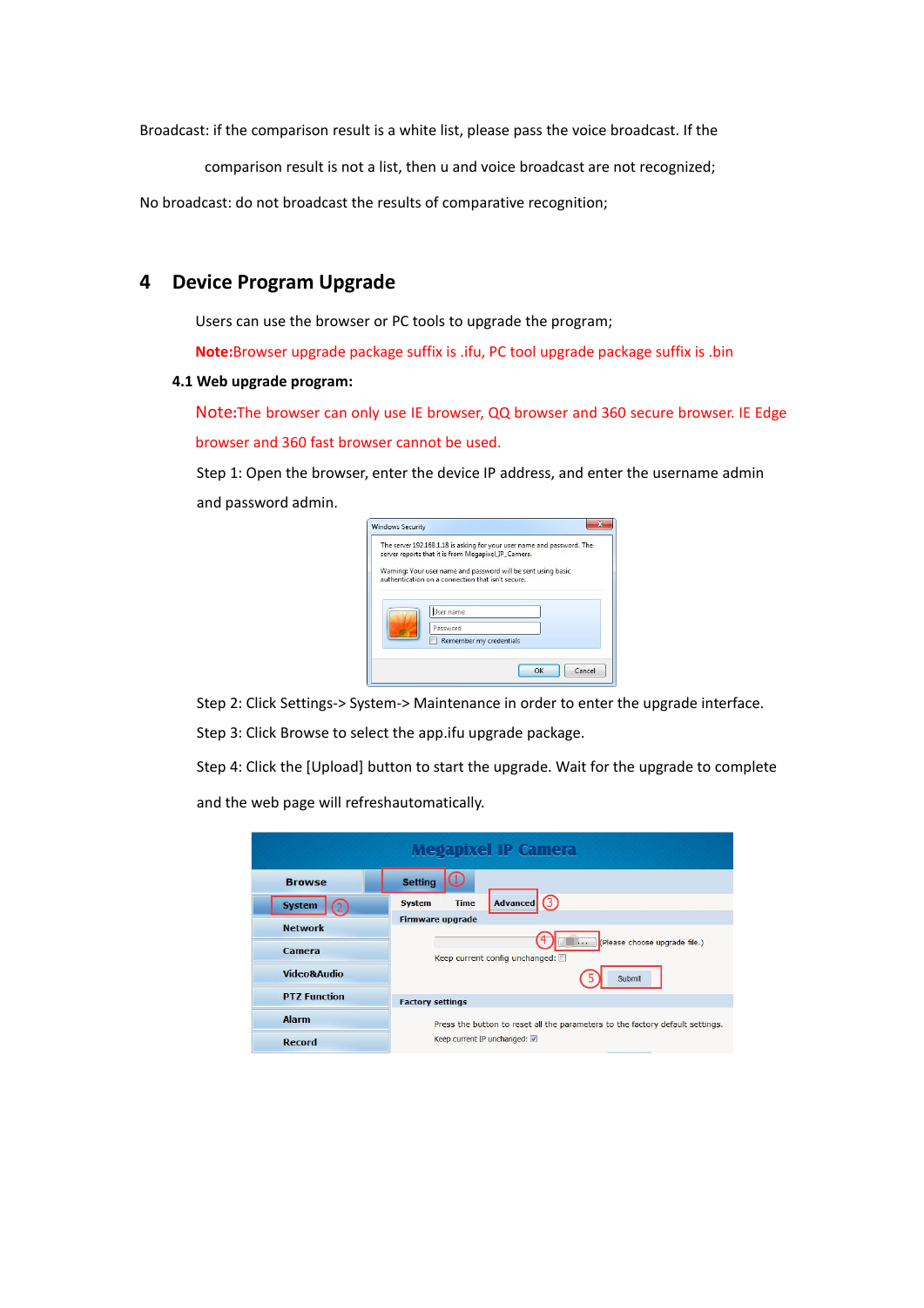Broadcast: if the comparison result is a white list, please pass the voice broadcast. If the

comparison result is not a list, then u and voice broadcast are not recognized;

No broadcast: do not broadcast the results of comparative recognition;

# 4 Device Program Upgrade

Users can use the browser or PC tools to upgrade the program;

**Note:**Browser upgrade package suffix is .ifu, PC tool upgrade package suffix is .bin

## 4.1 Web upgrade program:

Note:The browser can only use IE browser, QQ browser and 360 secure browser. IE Edge browser and 360 fast browser cannot be used.

Step 1: Open the browser, enter the device IP address, and enter the username admin and password admin.

Step 2: Click Settings-> System-> Maintenance in order to enter the upgrade interface.

Step 3: Click Browse to select the app.ifu upgrade package.

Step 4: Click the [Upload] button to start the upgrade. Wait for the upgrade to complete and the web page will refreshautomatically.